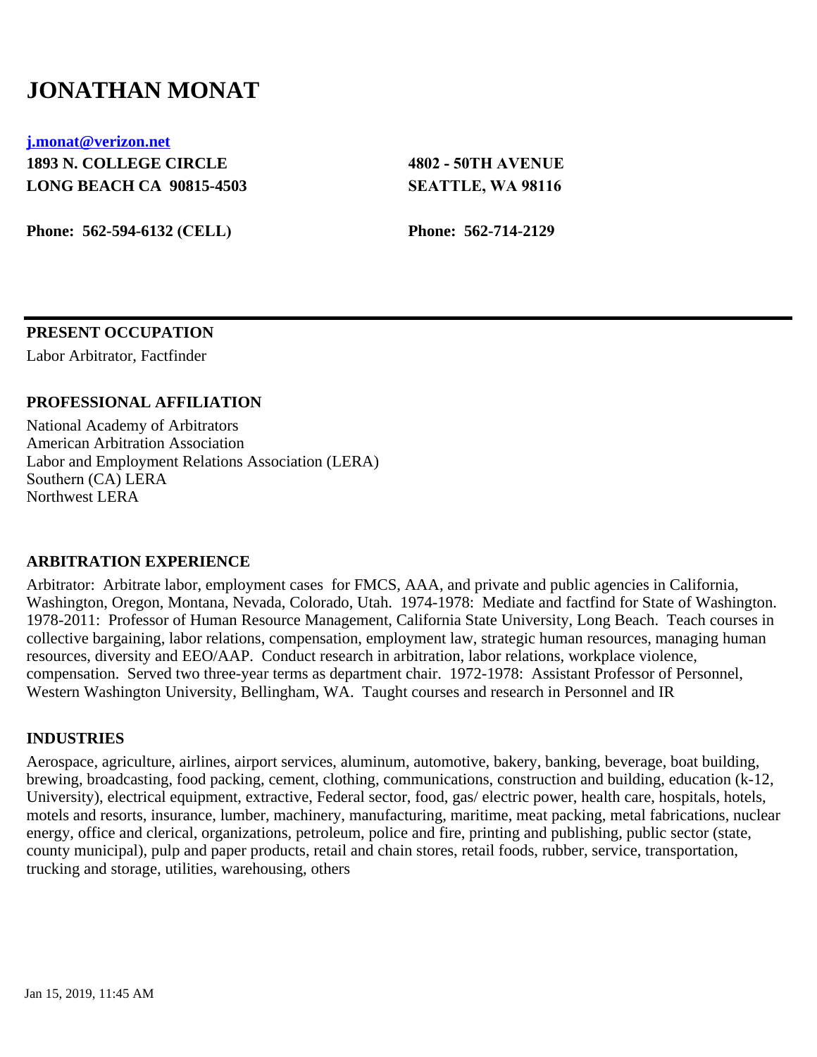# JONATHAN MONAT

**j.monat@verizon.net**

| | |
|---|---|
| **1893 N. COLLEGE CIRCLE** | **4802 - 50TH AVENUE** |
| **LONG BEACH CA  90815-4503** | **SEATTLE, WA 98116** |
| **Phone:  562-594-6132 (CELL)** | **Phone:  562-714-2129** |

---

## PRESENT OCCUPATION

Labor Arbitrator, Factfinder

## PROFESSIONAL AFFILIATION

National Academy of Arbitrators
American Arbitration Association
Labor and Employment Relations Association (LERA)
Southern (CA) LERA
Northwest LERA

## ARBITRATION EXPERIENCE

Arbitrator:  Arbitrate labor, employment cases  for FMCS, AAA, and private and public agencies in California, Washington, Oregon, Montana, Nevada, Colorado, Utah.  1974-1978:  Mediate and factfind for State of Washington. 1978-2011:  Professor of Human Resource Management, California State University, Long Beach.  Teach courses in collective bargaining, labor relations, compensation, employment law, strategic human resources, managing human resources, diversity and EEO/AAP.  Conduct research in arbitration, labor relations, workplace violence, compensation.  Served two three-year terms as department chair.  1972-1978:  Assistant Professor of Personnel, Western Washington University, Bellingham, WA.  Taught courses and research in Personnel and IR

## INDUSTRIES

Aerospace, agriculture, airlines, airport services, aluminum, automotive, bakery, banking, beverage, boat building, brewing, broadcasting, food packing, cement, clothing, communications, construction and building, education (k-12, University), electrical equipment, extractive, Federal sector, food, gas/ electric power, health care, hospitals, hotels, motels and resorts, insurance, lumber, machinery, manufacturing, maritime, meat packing, metal fabrications, nuclear energy, office and clerical, organizations, petroleum, police and fire, printing and publishing, public sector (state, county municipal), pulp and paper products, retail and chain stores, retail foods, rubber, service, transportation, trucking and storage, utilities, warehousing, others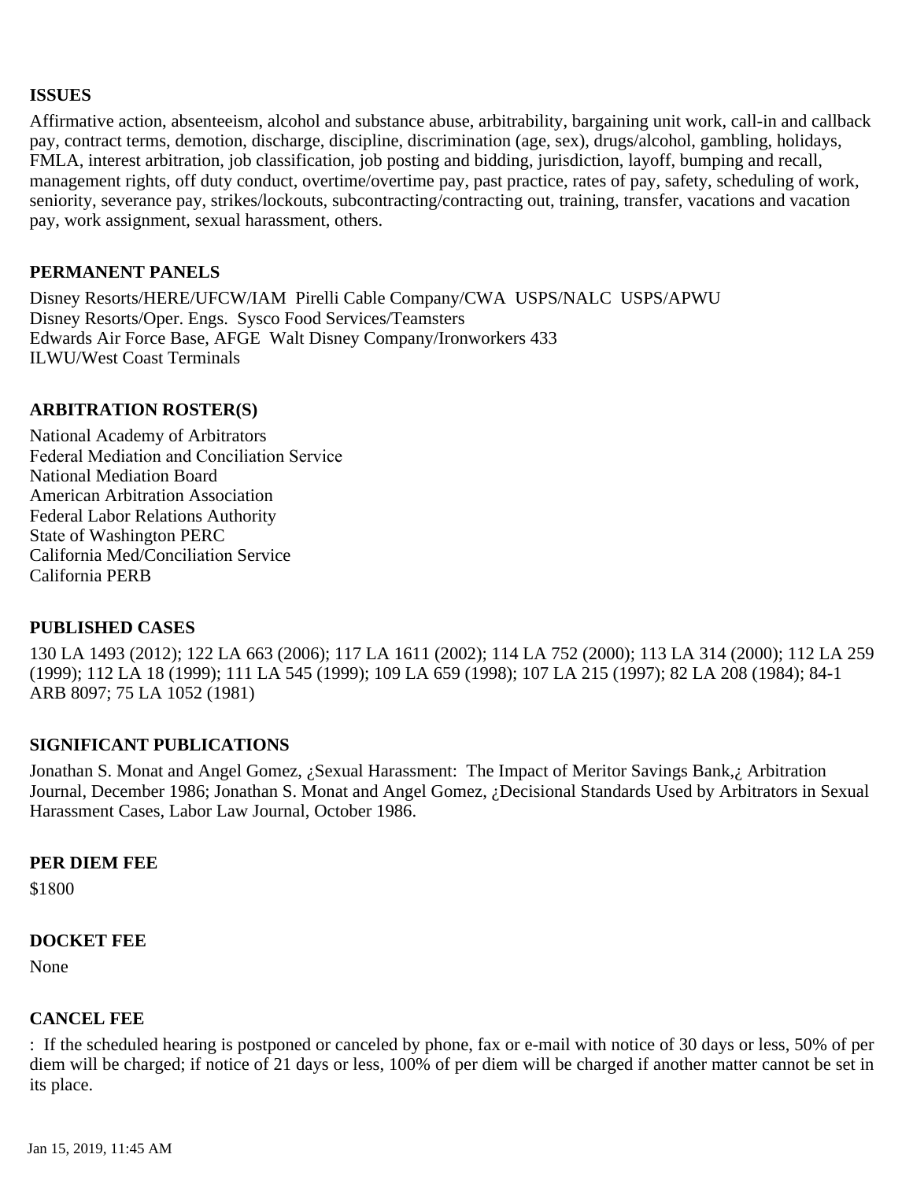**ISSUES**

Affirmative action, absenteeism, alcohol and substance abuse, arbitrability, bargaining unit work, call-in and callback pay, contract terms, demotion, discharge, discipline, discrimination (age, sex), drugs/alcohol, gambling, holidays, FMLA, interest arbitration, job classification, job posting and bidding, jurisdiction, layoff, bumping and recall, management rights, off duty conduct, overtime/overtime pay, past practice, rates of pay, safety, scheduling of work, seniority, severance pay, strikes/lockouts, subcontracting/contracting out, training, transfer, vacations and vacation pay, work assignment, sexual harassment, others.

**PERMANENT PANELS**

Disney Resorts/HERE/UFCW/IAM Pirelli Cable Company/CWA USPS/NALC USPS/APWU
Disney Resorts/Oper. Engs. Sysco Food Services/Teamsters
Edwards Air Force Base, AFGE Walt Disney Company/Ironworkers 433
ILWU/West Coast Terminals

**ARBITRATION ROSTER(S)**

National Academy of Arbitrators
Federal Mediation and Conciliation Service
National Mediation Board
American Arbitration Association
Federal Labor Relations Authority
State of Washington PERC
California Med/Conciliation Service
California PERB

**PUBLISHED CASES**

130 LA 1493 (2012); 122 LA 663 (2006); 117 LA 1611 (2002); 114 LA 752 (2000); 113 LA 314 (2000); 112 LA 259 (1999); 112 LA 18 (1999); 111 LA 545 (1999); 109 LA 659 (1998); 107 LA 215 (1997); 82 LA 208 (1984); 84-1 ARB 8097; 75 LA 1052 (1981)

**SIGNIFICANT PUBLICATIONS**

Jonathan S. Monat and Angel Gomez, ¿Sexual Harassment: The Impact of Meritor Savings Bank,¿ Arbitration Journal, December 1986; Jonathan S. Monat and Angel Gomez, ¿Decisional Standards Used by Arbitrators in Sexual Harassment Cases, Labor Law Journal, October 1986.

**PER DIEM FEE**

$1800

**DOCKET FEE**

None

**CANCEL FEE**

: If the scheduled hearing is postponed or canceled by phone, fax or e-mail with notice of 30 days or less, 50% of per diem will be charged; if notice of 21 days or less, 100% of per diem will be charged if another matter cannot be set in its place.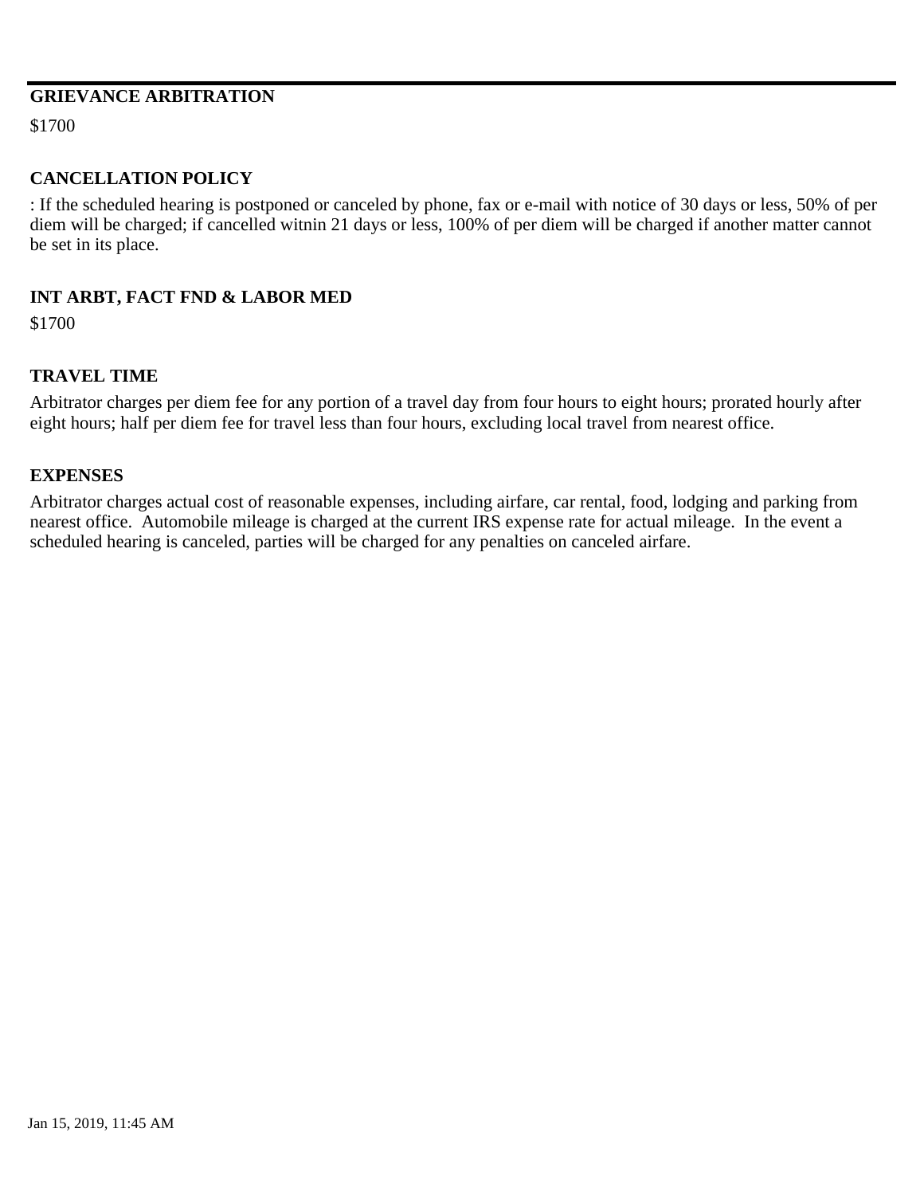**GRIEVANCE ARBITRATION**

$1700

**CANCELLATION POLICY**

: If the scheduled hearing is postponed or canceled by phone, fax or e-mail with notice of 30 days or less, 50% of per diem will be charged; if cancelled witnin 21 days or less, 100% of per diem will be charged if another matter cannot be set in its place.

**INT ARBT, FACT FND & LABOR MED**

$1700

**TRAVEL TIME**

Arbitrator charges per diem fee for any portion of a travel day from four hours to eight hours; prorated hourly after eight hours; half per diem fee for travel less than four hours, excluding local travel from nearest office.

**EXPENSES**

Arbitrator charges actual cost of reasonable expenses, including airfare, car rental, food, lodging and parking from nearest office. Automobile mileage is charged at the current IRS expense rate for actual mileage. In the event a scheduled hearing is canceled, parties will be charged for any penalties on canceled airfare.